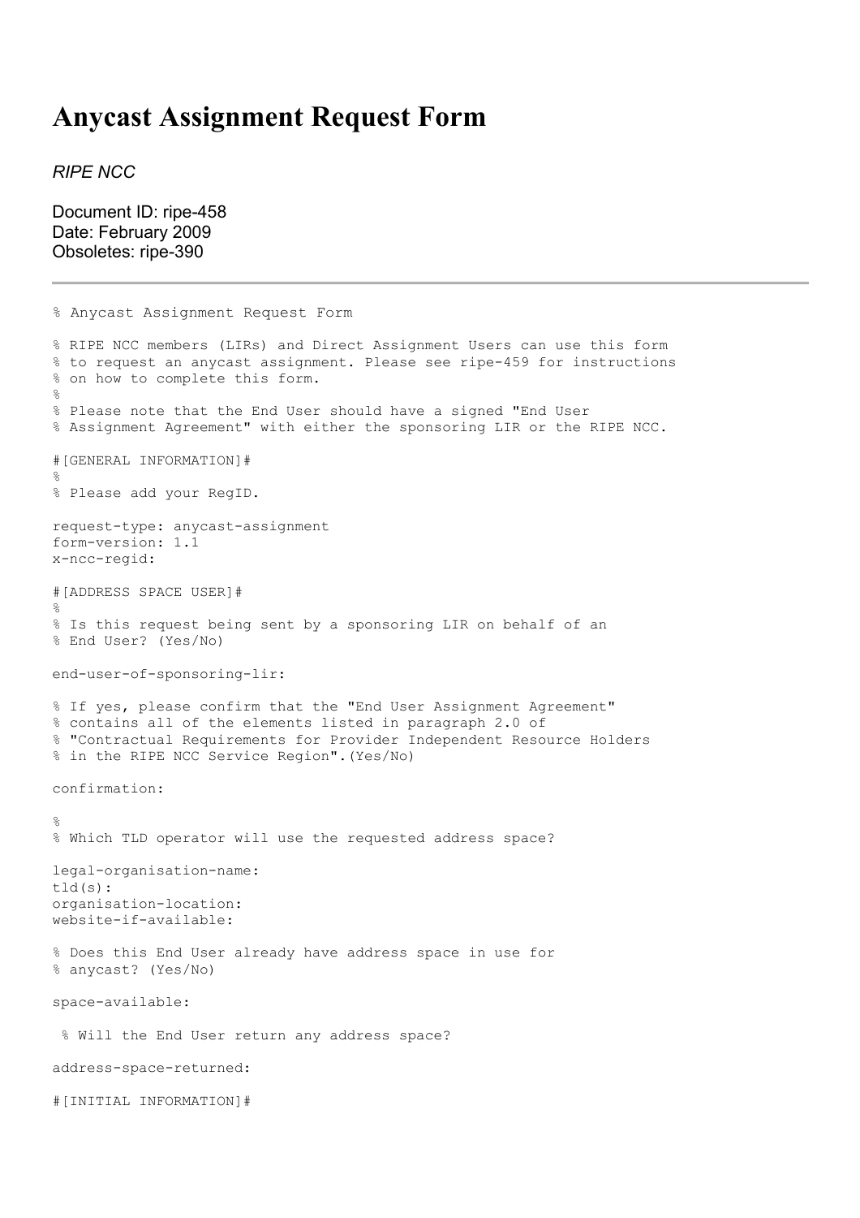# Anycast Assignment Request Form

*RIPE NCC*

Document ID: ripe-458
Date: February 2009
Obsoletes: ripe-390

---

```
% Anycast Assignment Request Form

% RIPE NCC members (LIRs) and Direct Assignment Users can use this form
% to request an anycast assignment. Please see ripe-459 for instructions
% on how to complete this form.
%
% Please note that the End User should have a signed "End User
% Assignment Agreement" with either the sponsoring LIR or the RIPE NCC.

#[GENERAL INFORMATION]#
%
% Please add your RegID.

request-type: anycast-assignment
form-version: 1.1
x-ncc-regid:

#[ADDRESS SPACE USER]#
%
% Is this request being sent by a sponsoring LIR on behalf of an
% End User? (Yes/No)

end-user-of-sponsoring-lir:

% If yes, please confirm that the "End User Assignment Agreement"
% contains all of the elements listed in paragraph 2.0 of
% "Contractual Requirements for Provider Independent Resource Holders
% in the RIPE NCC Service Region".(Yes/No)

confirmation:

%
% Which TLD operator will use the requested address space?

legal-organisation-name:
tld(s):
organisation-location:
website-if-available:

% Does this End User already have address space in use for
% anycast? (Yes/No)

space-available:

 % Will the End User return any address space?

address-space-returned:

#[INITIAL INFORMATION]#
```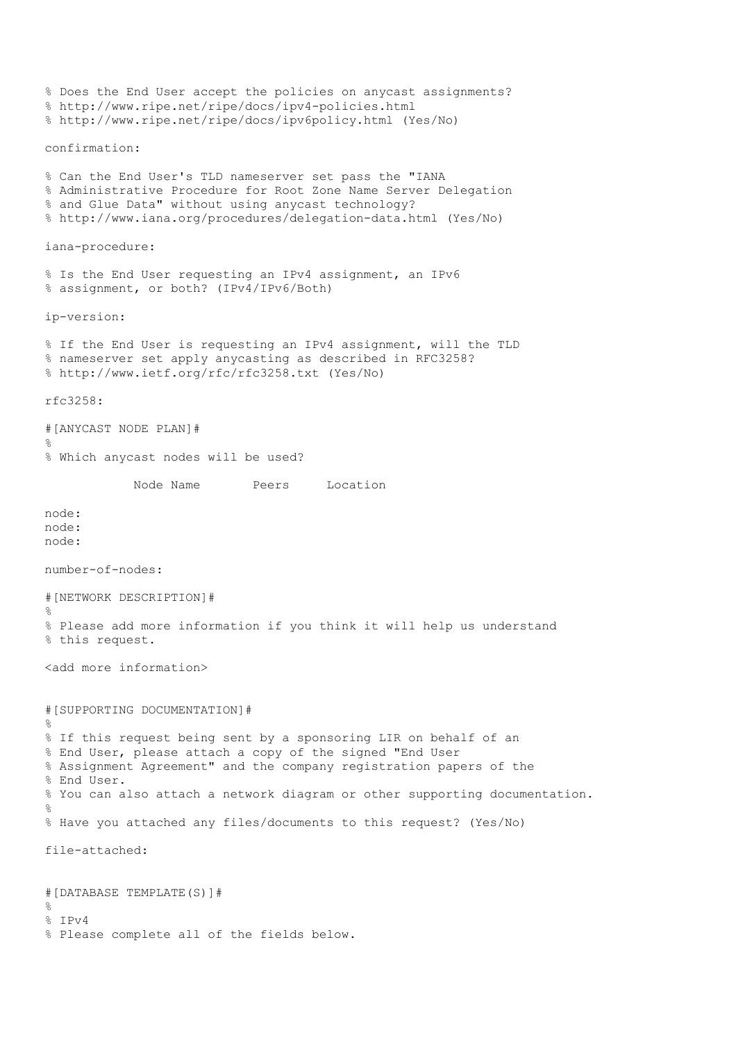```
% Does the End User accept the policies on anycast assignments?
% http://www.ripe.net/ripe/docs/ipv4-policies.html
% http://www.ripe.net/ripe/docs/ipv6policy.html (Yes/No)

confirmation:

% Can the End User's TLD nameserver set pass the "IANA
% Administrative Procedure for Root Zone Name Server Delegation
% and Glue Data" without using anycast technology?
% http://www.iana.org/procedures/delegation-data.html (Yes/No)

iana-procedure:

% Is the End User requesting an IPv4 assignment, an IPv6
% assignment, or both? (IPv4/IPv6/Both)

ip-version:

% If the End User is requesting an IPv4 assignment, will the TLD
% nameserver set apply anycasting as described in RFC3258?
% http://www.ietf.org/rfc/rfc3258.txt (Yes/No)

rfc3258:

#[ANYCAST NODE PLAN]#
%
% Which anycast nodes will be used?

          Node Name       Peers     Location

node:
node:
node:

number-of-nodes:

#[NETWORK DESCRIPTION]#
%
% Please add more information if you think it will help us understand
% this request.

<add more information>


#[SUPPORTING DOCUMENTATION]#
%
% If this request being sent by a sponsoring LIR on behalf of an
% End User, please attach a copy of the signed "End User
% Assignment Agreement" and the company registration papers of the
% End User.
% You can also attach a network diagram or other supporting documentation.
%
% Have you attached any files/documents to this request? (Yes/No)

file-attached:


#[DATABASE TEMPLATE(S)]#
%
% IPv4
% Please complete all of the fields below.
```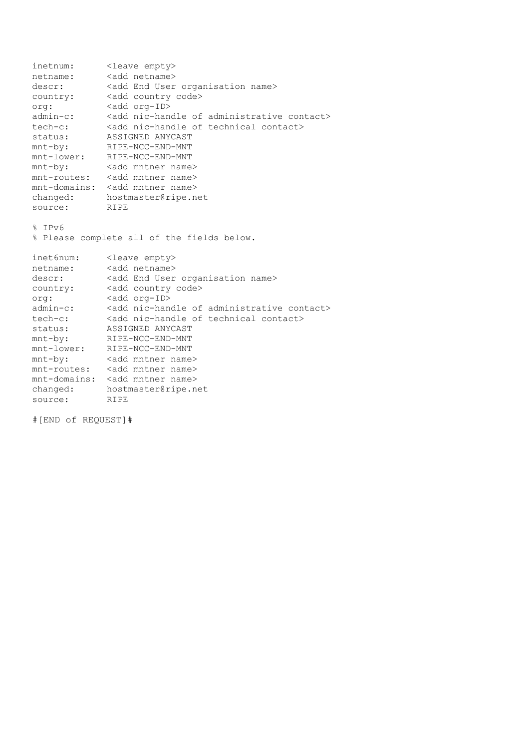```
inetnum:      <leave empty>
netname:      <add netname>
descr:        <add End User organisation name>
country:      <add country code>
org:          <add org-ID>
admin-c:      <add nic-handle of administrative contact>
tech-c:       <add nic-handle of technical contact>
status:       ASSIGNED ANYCAST
mnt-by:       RIPE-NCC-END-MNT
mnt-lower:    RIPE-NCC-END-MNT
mnt-by:       <add mntner name>
mnt-routes:   <add mntner name>
mnt-domains:  <add mntner name>
changed:      hostmaster@ripe.net
source:       RIPE

% IPv6
% Please complete all of the fields below.

inet6num:     <leave empty>
netname:      <add netname>
descr:        <add End User organisation name>
country:      <add country code>
org:          <add org-ID>
admin-c:      <add nic-handle of administrative contact>
tech-c:       <add nic-handle of technical contact>
status:       ASSIGNED ANYCAST
mnt-by:       RIPE-NCC-END-MNT
mnt-lower:    RIPE-NCC-END-MNT
mnt-by:       <add mntner name>
mnt-routes:   <add mntner name>
mnt-domains:  <add mntner name>
changed:      hostmaster@ripe.net
source:       RIPE

#[END of REQUEST]#
```